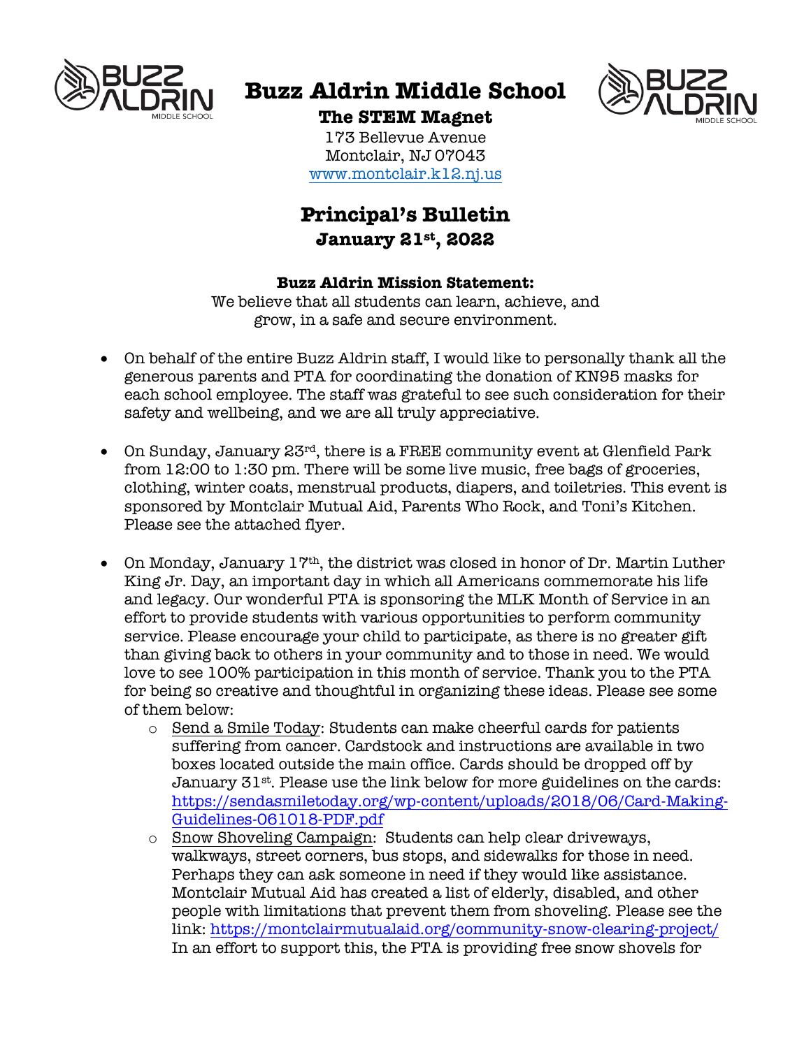# Buzz Aldrin Middle School

## The STEM Magnet

173 Bellevue Avenue
Montclair, NJ 07043
www.montclair.k12.nj.us

## Principal's Bulletin

### January 21st, 2022

**Buzz Aldrin Mission Statement:**
We believe that all students can learn, achieve, and grow, in a safe and secure environment.

- On behalf of the entire Buzz Aldrin staff, I would like to personally thank all the generous parents and PTA for coordinating the donation of KN95 masks for each school employee. The staff was grateful to see such consideration for their safety and wellbeing, and we are all truly appreciative.

- On Sunday, January 23rd, there is a FREE community event at Glenfield Park from 12:00 to 1:30 pm. There will be some live music, free bags of groceries, clothing, winter coats, menstrual products, diapers, and toiletries. This event is sponsored by Montclair Mutual Aid, Parents Who Rock, and Toni's Kitchen. Please see the attached flyer.

- On Monday, January 17th, the district was closed in honor of Dr. Martin Luther King Jr. Day, an important day in which all Americans commemorate his life and legacy. Our wonderful PTA is sponsoring the MLK Month of Service in an effort to provide students with various opportunities to perform community service. Please encourage your child to participate, as there is no greater gift than giving back to others in your community and to those in need. We would love to see 100% participation in this month of service. Thank you to the PTA for being so creative and thoughtful in organizing these ideas. Please see some of them below:
  - Send a Smile Today: Students can make cheerful cards for patients suffering from cancer. Cardstock and instructions are available in two boxes located outside the main office. Cards should be dropped off by January 31st. Please use the link below for more guidelines on the cards: https://sendasmiletoday.org/wp-content/uploads/2018/06/Card-Making-Guidelines-061018-PDF.pdf
  - Snow Shoveling Campaign: Students can help clear driveways, walkways, street corners, bus stops, and sidewalks for those in need. Perhaps they can ask someone in need if they would like assistance. Montclair Mutual Aid has created a list of elderly, disabled, and other people with limitations that prevent them from shoveling. Please see the link: https://montclairmutualaid.org/community-snow-clearing-project/ In an effort to support this, the PTA is providing free snow shovels for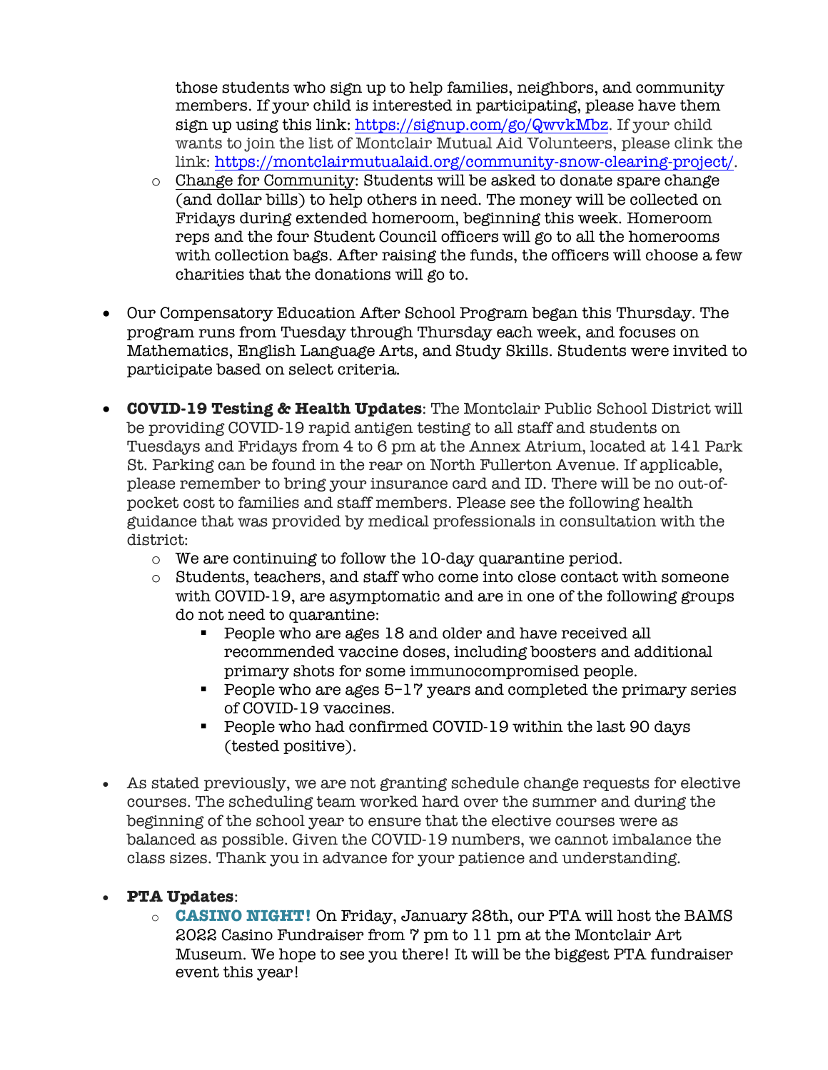those students who sign up to help families, neighbors, and community members. If your child is interested in participating, please have them sign up using this link: https://signup.com/go/QwvkMbz. If your child wants to join the list of Montclair Mutual Aid Volunteers, please clink the link: https://montclairmutualaid.org/community-snow-clearing-project/.
  - Change for Community: Students will be asked to donate spare change (and dollar bills) to help others in need. The money will be collected on Fridays during extended homeroom, beginning this week. Homeroom reps and the four Student Council officers will go to all the homerooms with collection bags. After raising the funds, the officers will choose a few charities that the donations will go to.

- Our Compensatory Education After School Program began this Thursday. The program runs from Tuesday through Thursday each week, and focuses on Mathematics, English Language Arts, and Study Skills. Students were invited to participate based on select criteria.

- **COVID-19 Testing & Health Updates**: The Montclair Public School District will be providing COVID-19 rapid antigen testing to all staff and students on Tuesdays and Fridays from 4 to 6 pm at the Annex Atrium, located at 141 Park St. Parking can be found in the rear on North Fullerton Avenue. If applicable, please remember to bring your insurance card and ID. There will be no out-of-pocket cost to families and staff members. Please see the following health guidance that was provided by medical professionals in consultation with the district:
  - We are continuing to follow the 10-day quarantine period.
  - Students, teachers, and staff who come into close contact with someone with COVID-19, are asymptomatic and are in one of the following groups do not need to quarantine:
    - People who are ages 18 and older and have received all recommended vaccine doses, including boosters and additional primary shots for some immunocompromised people.
    - People who are ages 5–17 years and completed the primary series of COVID-19 vaccines.
    - People who had confirmed COVID-19 within the last 90 days (tested positive).

- As stated previously, we are not granting schedule change requests for elective courses. The scheduling team worked hard over the summer and during the beginning of the school year to ensure that the elective courses were as balanced as possible. Given the COVID-19 numbers, we cannot imbalance the class sizes. Thank you in advance for your patience and understanding.

- **PTA Updates**:
  - **CASINO NIGHT!** On Friday, January 28th, our PTA will host the BAMS 2022 Casino Fundraiser from 7 pm to 11 pm at the Montclair Art Museum. We hope to see you there! It will be the biggest PTA fundraiser event this year!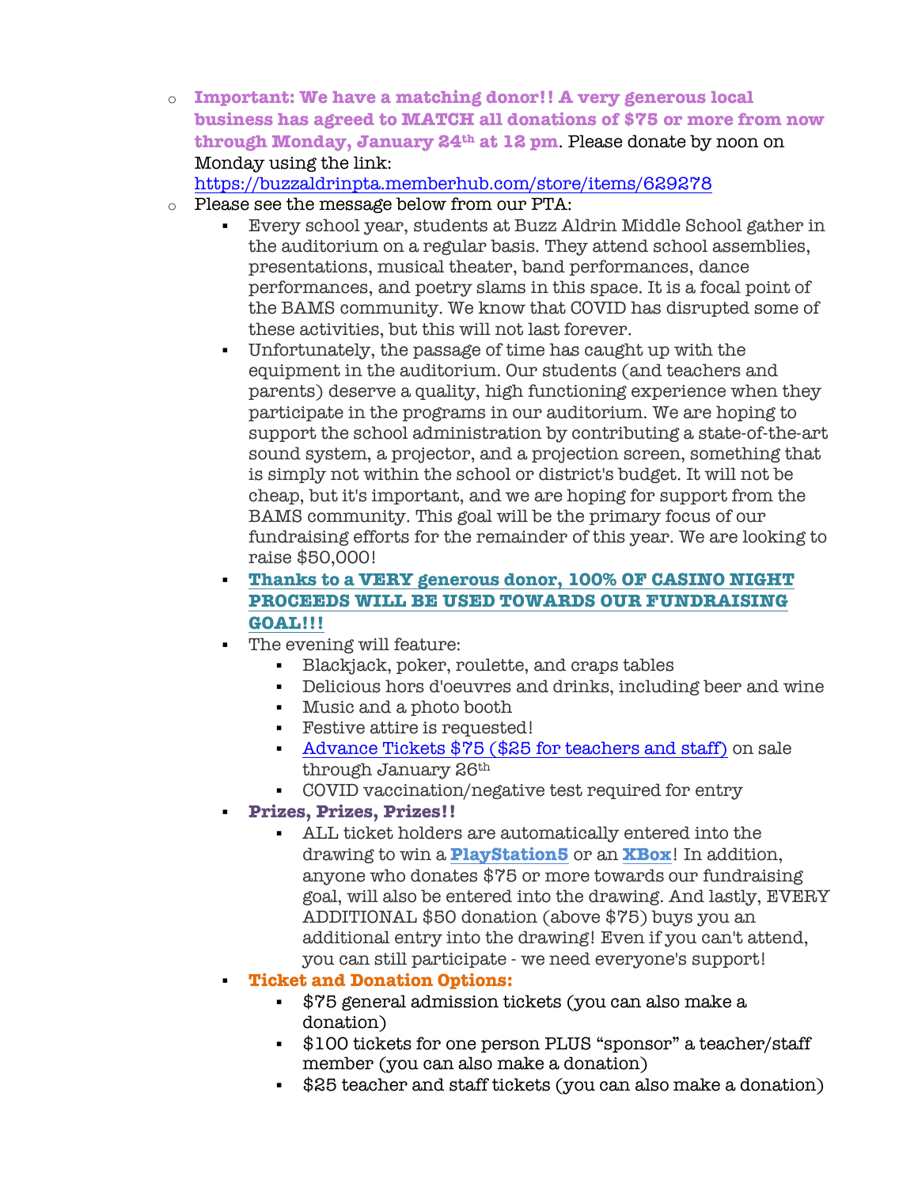- **Important: We have a matching donor!! A very generous local business has agreed to MATCH all donations of $75 or more from now through Monday, January 24th at 12 pm**. Please donate by noon on Monday using the link: https://buzzaldrinpta.memberhub.com/store/items/629278
- Please see the message below from our PTA:
  - Every school year, students at Buzz Aldrin Middle School gather in the auditorium on a regular basis. They attend school assemblies, presentations, musical theater, band performances, dance performances, and poetry slams in this space. It is a focal point of the BAMS community. We know that COVID has disrupted some of these activities, but this will not last forever.
  - Unfortunately, the passage of time has caught up with the equipment in the auditorium. Our students (and teachers and parents) deserve a quality, high functioning experience when they participate in the programs in our auditorium. We are hoping to support the school administration by contributing a state-of-the-art sound system, a projector, and a projection screen, something that is simply not within the school or district's budget. It will not be cheap, but it's important, and we are hoping for support from the BAMS community. This goal will be the primary focus of our fundraising efforts for the remainder of this year. We are looking to raise $50,000!
  - **Thanks to a VERY generous donor, 100% OF CASINO NIGHT PROCEEDS WILL BE USED TOWARDS OUR FUNDRAISING GOAL!!!**
  - The evening will feature:
    - Blackjack, poker, roulette, and craps tables
    - Delicious hors d'oeuvres and drinks, including beer and wine
    - Music and a photo booth
    - Festive attire is requested!
    - Advance Tickets $75 ($25 for teachers and staff) on sale through January 26th
    - COVID vaccination/negative test required for entry
  - **Prizes, Prizes, Prizes!!**
    - ALL ticket holders are automatically entered into the drawing to win a **PlayStation5** or an **XBox**! In addition, anyone who donates $75 or more towards our fundraising goal, will also be entered into the drawing. And lastly, EVERY ADDITIONAL $50 donation (above $75) buys you an additional entry into the drawing! Even if you can't attend, you can still participate - we need everyone's support!
  - **Ticket and Donation Options:**
    - $75 general admission tickets (you can also make a donation)
    - $100 tickets for one person PLUS "sponsor" a teacher/staff member (you can also make a donation)
    - $25 teacher and staff tickets (you can also make a donation)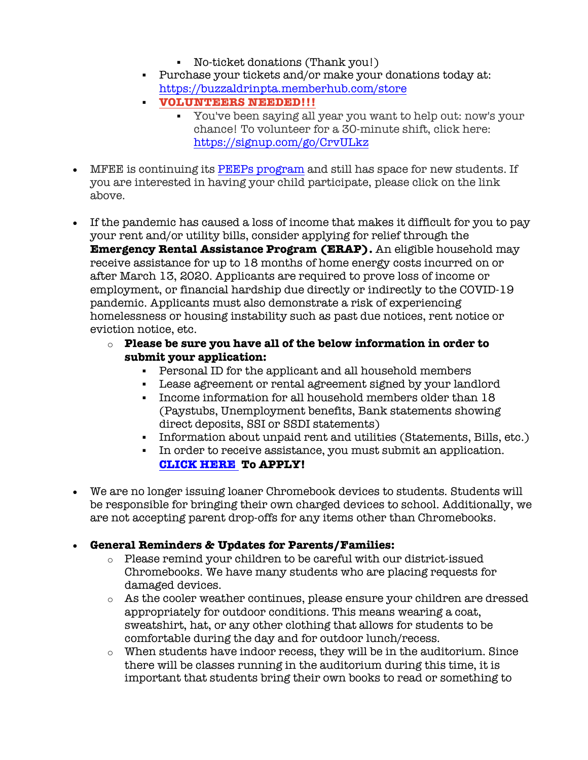- No-ticket donations (Thank you!)
    - Purchase your tickets and/or make your donations today at: https://buzzaldrinpta.memberhub.com/store
    - **VOLUNTEERS NEEDED!!!**
        - You've been saying all year you want to help out: now's your chance! To volunteer for a 30-minute shift, click here: https://signup.com/go/CrvULkz

- MFEE is continuing its PEEPs program and still has space for new students. If you are interested in having your child participate, please click on the link above.

- If the pandemic has caused a loss of income that makes it difficult for you to pay your rent and/or utility bills, consider applying for relief through the **Emergency Rental Assistance Program (ERAP).** An eligible household may receive assistance for up to 18 months of home energy costs incurred on or after March 13, 2020. Applicants are required to prove loss of income or employment, or financial hardship due directly or indirectly to the COVID-19 pandemic. Applicants must also demonstrate a risk of experiencing homelessness or housing instability such as past due notices, rent notice or eviction notice, etc.
    - **Please be sure you have all of the below information in order to submit your application:**
        - Personal ID for the applicant and all household members
        - Lease agreement or rental agreement signed by your landlord
        - Income information for all household members older than 18 (Paystubs, Unemployment benefits, Bank statements showing direct deposits, SSI or SSDI statements)
        - Information about unpaid rent and utilities (Statements, Bills, etc.)
        - In order to receive assistance, you must submit an application. **CLICK HERE To APPLY!**

- We are no longer issuing loaner Chromebook devices to students. Students will be responsible for bringing their own charged devices to school. Additionally, we are not accepting parent drop-offs for any items other than Chromebooks.

- **General Reminders & Updates for Parents/Families:**
    - Please remind your children to be careful with our district-issued Chromebooks. We have many students who are placing requests for damaged devices.
    - As the cooler weather continues, please ensure your children are dressed appropriately for outdoor conditions. This means wearing a coat, sweatshirt, hat, or any other clothing that allows for students to be comfortable during the day and for outdoor lunch/recess.
    - When students have indoor recess, they will be in the auditorium. Since there will be classes running in the auditorium during this time, it is important that students bring their own books to read or something to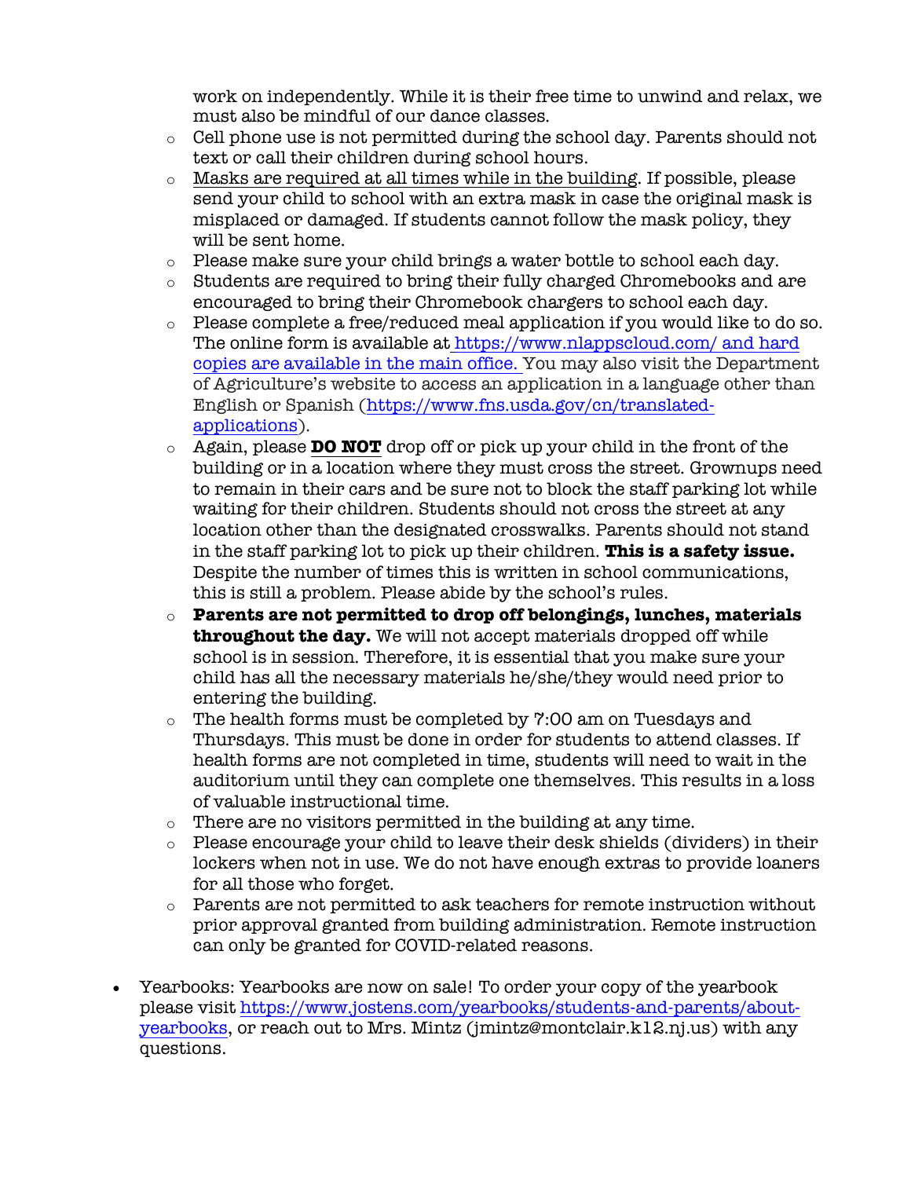work on independently. While it is their free time to unwind and relax, we must also be mindful of our dance classes.

- Cell phone use is not permitted during the school day. Parents should not text or call their children during school hours.
- Masks are required at all times while in the building. If possible, please send your child to school with an extra mask in case the original mask is misplaced or damaged. If students cannot follow the mask policy, they will be sent home.
- Please make sure your child brings a water bottle to school each day.
- Students are required to bring their fully charged Chromebooks and are encouraged to bring their Chromebook chargers to school each day.
- Please complete a free/reduced meal application if you would like to do so. The online form is available at https://www.nlappscloud.com/ and hard copies are available in the main office. You may also visit the Department of Agriculture's website to access an application in a language other than English or Spanish (https://www.fns.usda.gov/cn/translated-applications).
- Again, please **DO NOT** drop off or pick up your child in the front of the building or in a location where they must cross the street. Grownups need to remain in their cars and be sure not to block the staff parking lot while waiting for their children. Students should not cross the street at any location other than the designated crosswalks. Parents should not stand in the staff parking lot to pick up their children. **This is a safety issue.** Despite the number of times this is written in school communications, this is still a problem. Please abide by the school's rules.
- **Parents are not permitted to drop off belongings, lunches, materials throughout the day.** We will not accept materials dropped off while school is in session. Therefore, it is essential that you make sure your child has all the necessary materials he/she/they would need prior to entering the building.
- The health forms must be completed by 7:00 am on Tuesdays and Thursdays. This must be done in order for students to attend classes. If health forms are not completed in time, students will need to wait in the auditorium until they can complete one themselves. This results in a loss of valuable instructional time.
- There are no visitors permitted in the building at any time.
- Please encourage your child to leave their desk shields (dividers) in their lockers when not in use. We do not have enough extras to provide loaners for all those who forget.
- Parents are not permitted to ask teachers for remote instruction without prior approval granted from building administration. Remote instruction can only be granted for COVID-related reasons.

- Yearbooks: Yearbooks are now on sale! To order your copy of the yearbook please visit https://www.jostens.com/yearbooks/students-and-parents/about-yearbooks, or reach out to Mrs. Mintz (jmintz@montclair.k12.nj.us) with any questions.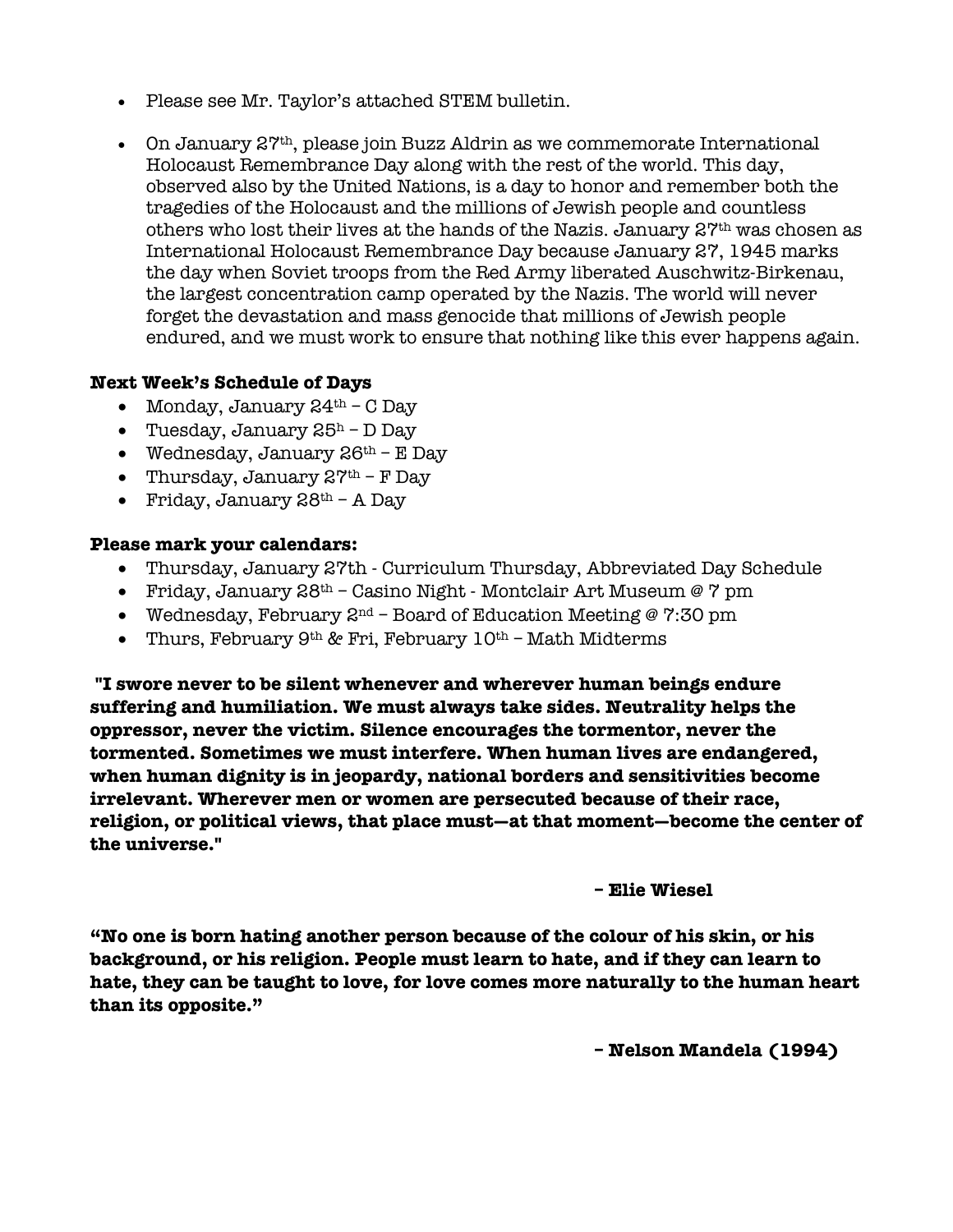- Please see Mr. Taylor's attached STEM bulletin.

- On January 27th, please join Buzz Aldrin as we commemorate International Holocaust Remembrance Day along with the rest of the world. This day, observed also by the United Nations, is a day to honor and remember both the tragedies of the Holocaust and the millions of Jewish people and countless others who lost their lives at the hands of the Nazis. January 27th was chosen as International Holocaust Remembrance Day because January 27, 1945 marks the day when Soviet troops from the Red Army liberated Auschwitz-Birkenau, the largest concentration camp operated by the Nazis. The world will never forget the devastation and mass genocide that millions of Jewish people endured, and we must work to ensure that nothing like this ever happens again.

**Next Week's Schedule of Days**

- Monday, January 24th – C Day
- Tuesday, January 25h – D Day
- Wednesday, January 26th – E Day
- Thursday, January 27th – F Day
- Friday, January 28th – A Day

**Please mark your calendars:**

- Thursday, January 27th - Curriculum Thursday, Abbreviated Day Schedule
- Friday, January 28th – Casino Night - Montclair Art Museum @ 7 pm
- Wednesday, February 2nd – Board of Education Meeting @ 7:30 pm
- Thurs, February 9th & Fri, February 10th – Math Midterms

**"I swore never to be silent whenever and wherever human beings endure suffering and humiliation. We must always take sides. Neutrality helps the oppressor, never the victim. Silence encourages the tormentor, never the tormented. Sometimes we must interfere. When human lives are endangered, when human dignity is in jeopardy, national borders and sensitivities become irrelevant. Wherever men or women are persecuted because of their race, religion, or political views, that place must—at that moment—become the center of the universe."**

**– Elie Wiesel**

**"No one is born hating another person because of the colour of his skin, or his background, or his religion. People must learn to hate, and if they can learn to hate, they can be taught to love, for love comes more naturally to the human heart than its opposite."**

**– Nelson Mandela (1994)**